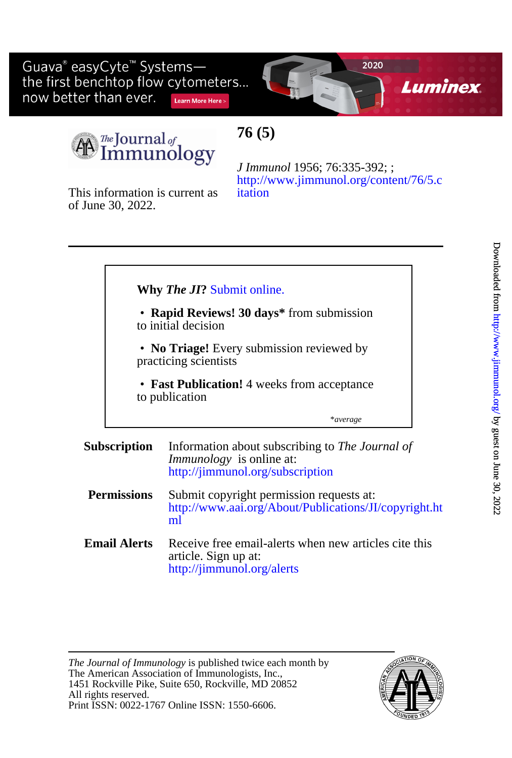Guava® easyCyte™ Systems—
the first benchtop flow cytometers...
now better than ever.

Learn More Here >

2020

Luminex.

The Journal of Immunology

# 76 (5)

*J Immunol* 1956; 76:335-392; ;
http://www.jimmunol.org/content/76/5.citation

This information is current as of June 30, 2022.

---

**Why *The JI*?** Submit online.

- **Rapid Reviews! 30 days*** from submission to initial decision
- **No Triage!** Every submission reviewed by practicing scientists
- **Fast Publication!** 4 weeks from acceptance to publication

*\*average*

**Subscription** Information about subscribing to *The Journal of Immunology* is online at: http://jimmunol.org/subscription

**Permissions** Submit copyright permission requests at: http://www.aai.org/About/Publications/JI/copyright.html

**Email Alerts** Receive free email-alerts when new articles cite this article. Sign up at: http://jimmunol.org/alerts

---

*The Journal of Immunology* is published twice each month by
The American Association of Immunologists, Inc.,
1451 Rockville Pike, Suite 650, Rockville, MD 20852
All rights reserved.
Print ISSN: 0022-1767 Online ISSN: 1550-6606.

Downloaded from http://www.jimmunol.org/ by guest on June 30, 2022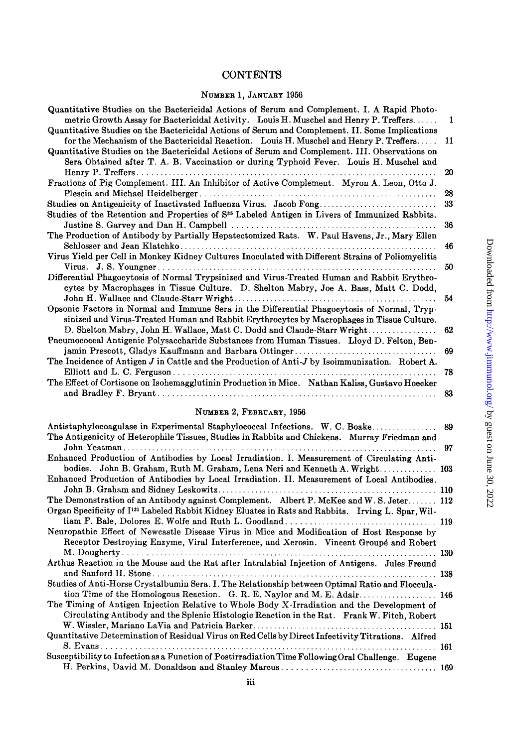# CONTENTS

## Number 1, January 1956

Quantitative Studies on the Bactericidal Actions of Serum and Complement. I. A Rapid Photometric Growth Assay for Bactericidal Activity. Louis H. Muschel and Henry P. Treffers ...... 1

Quantitative Studies on the Bactericidal Actions of Serum and Complement. II. Some Implications for the Mechanism of the Bactericidal Reaction. Louis H. Muschel and Henry P. Treffers ..... 11

Quantitative Studies on the Bactericidal Actions of Serum and Complement. III. Observations on Sera Obtained after T. A. B. Vaccination or during Typhoid Fever. Louis H. Muschel and Henry P. Treffers ...... 20

Fractions of Pig Complement. III. An Inhibitor of Active Complement. Myron A. Leon, Otto J. Plescia and Michael Heidelberger ...... 28

Studies on Antigenicity of Inactivated Influenza Virus. Jacob Fong ...... 33

Studies of the Retention and Properties of $S^{35}$ Labeled Antigen in Livers of Immunized Rabbits. Justine S. Garvey and Dan H. Campbell ...... 36

The Production of Antibody by Partially Hepatectomized Rats. W. Paul Havens, Jr., Mary Ellen Schlosser and Jean Klatchko ...... 46

Virus Yield per Cell in Monkey Kidney Cultures Inoculated with Different Strains of Poliomyelitis Virus. J. S. Youngner ...... 50

Differential Phagocytosis of Normal Trypsinized and Virus-Treated Human and Rabbit Erythrocytes by Macrophages in Tissue Culture. D. Shelton Mabry, Joe A. Bass, Matt C. Dodd, John H. Wallace and Claude-Starr Wright ...... 54

Opsonic Factors in Normal and Immune Sera in the Differential Phagocytosis of Normal, Trypsinized and Virus-Treated Human and Rabbit Erythrocytes by Macrophages in Tissue Culture. D. Shelton Mabry, John H. Wallace, Matt C. Dodd and Claude-Starr Wright ...... 62

Pneumococcal Antigenic Polysaccharide Substances from Human Tissues. Lloyd D. Felton, Benjamin Prescott, Gladys Kauffmann and Barbara Ottinger ...... 69

The Incidence of Antigen *J* in Cattle and the Production of Anti-*J* by Isoimmunization. Robert A. Elliott and L. C. Ferguson ...... 78

The Effect of Cortisone on Isohemagglutinin Production in Mice. Nathan Kaliss, Gustavo Hoecker and Bradley F. Bryant ...... 83

## Number 2, February, 1956

Antistaphylocoagulase in Experimental Staphylococcal Infections. W. C. Boake ...... 89

The Antigenicity of Heterophile Tissues, Studies in Rabbits and Chickens. Murray Friedman and John Yeatman ...... 97

Enhanced Production of Antibodies by Local Irradiation. I. Measurement of Circulating Antibodies. John B. Graham, Ruth M. Graham, Lena Neri and Kenneth A. Wright ...... 103

Enhanced Production of Antibodies by Local Irradiation. II. Measurement of Local Antibodies. John B. Graham and Sidney Leskowitz ...... 110

The Demonstration of an Antibody against Complement. Albert P. McKee and W. S. Jeter ...... 112

Organ Specificity of $I^{131}$ Labeled Rabbit Kidney Eluates in Rats and Rabbits. Irving L. Spar, William F. Bale, Dolores E. Wolfe and Ruth L. Goodland ...... 119

Neuropathic Effect of Newcastle Disease Virus in Mice and Modification of Host Response by Receptor Destroying Enzyme, Viral Interference, and Xerosin. Vincent Groupé and Robert M. Dougherty ...... 130

Arthus Reaction in the Mouse and the Rat after Intralabial Injection of Antigens. Jules Freund and Sanford H. Stone ...... 138

Studies of Anti-Horse Crystalbumin Sera. I. The Relationship between Optimal Ratio and Flocculation Time of the Homologous Reaction. G. R. E. Naylor and M. E. Adair ...... 146

The Timing of Antigen Injection Relative to Whole Body X-Irradiation and the Development of Circulating Antibody and the Splenic Histologic Reaction in the Rat. Frank W. Fitch, Robert W. Wissler, Mariano LaVia and Patricia Barker ...... 151

Quantitative Determination of Residual Virus on Red Cells by Direct Infectivity Titrations. Alfred S. Evans ...... 161

Susceptibility to Infection as a Function of Postirradiation Time Following Oral Challenge. Eugene H. Perkins, David M. Donaldson and Stanley Marcus ...... 169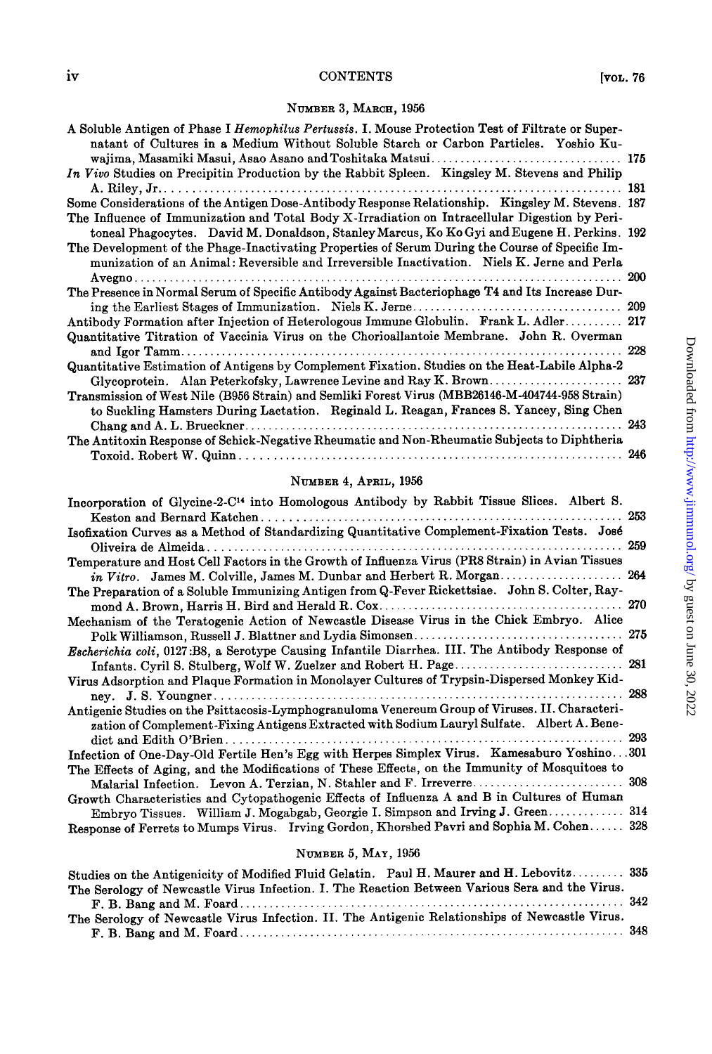## NUMBER 3, MARCH, 1956

A Soluble Antigen of Phase I *Hemophilus Pertussis*. I. Mouse Protection Test of Filtrate or Supernatant of Cultures in a Medium Without Soluble Starch or Carbon Particles. Yoshio Kuwajima, Masamiki Masui, Asao Asano and Toshitaka Matsui .......... 175

*In Vivo* Studies on Precipitin Production by the Rabbit Spleen. Kingsley M. Stevens and Philip A. Riley, Jr. .......... 181

Some Considerations of the Antigen Dose-Antibody Response Relationship. Kingsley M. Stevens. 187

The Influence of Immunization and Total Body X-Irradiation on Intracellular Digestion by Peritoneal Phagocytes. David M. Donaldson, Stanley Marcus, Ko Ko Gyi and Eugene H. Perkins. 192

The Development of the Phage-Inactivating Properties of Serum During the Course of Specific Immunization of an Animal: Reversible and Irreversible Inactivation. Niels K. Jerne and Perla Avegno .......... 200

The Presence in Normal Serum of Specific Antibody Against Bacteriophage T4 and Its Increase During the Earliest Stages of Immunization. Niels K. Jerne .......... 209

Antibody Formation after Injection of Heterologous Immune Globulin. Frank L. Adler .......... 217

Quantitative Titration of Vaccinia Virus on the Chorioallantoic Membrane. John R. Overman and Igor Tamm .......... 228

Quantitative Estimation of Antigens by Complement Fixation. Studies on the Heat-Labile Alpha-2 Glycoprotein. Alan Peterkofsky, Lawrence Levine and Ray K. Brown .......... 237

Transmission of West Nile (B956 Strain) and Semliki Forest Virus (MBB26146-M-404744-958 Strain) to Suckling Hamsters During Lactation. Reginald L. Reagan, Frances S. Yancey, Sing Chen Chang and A. L. Brueckner .......... 243

The Antitoxin Response of Schick-Negative Rheumatic and Non-Rheumatic Subjects to Diphtheria Toxoid. Robert W. Quinn .......... 246

## NUMBER 4, APRIL, 1956

Incorporation of Glycine-2-$C^{14}$ into Homologous Antibody by Rabbit Tissue Slices. Albert S. Keston and Bernard Katchen .......... 253

Isofixation Curves as a Method of Standardizing Quantitative Complement-Fixation Tests. José Oliveira de Almeida .......... 259

Temperature and Host Cell Factors in the Growth of Influenza Virus (PR8 Strain) in Avian Tissues *in Vitro*. James M. Colville, James M. Dunbar and Herbert R. Morgan .......... 264

The Preparation of a Soluble Immunizing Antigen from Q-Fever Rickettsiae. John S. Colter, Raymond A. Brown, Harris H. Bird and Herald R. Cox .......... 270

Mechanism of the Teratogenic Action of Newcastle Disease Virus in the Chick Embryo. Alice Polk Williamson, Russell J. Blattner and Lydia Simonsen .......... 275

*Escherichia coli*, 0127:B8, a Serotype Causing Infantile Diarrhea. III. The Antibody Response of Infants. Cyril S. Stulberg, Wolf W. Zuelzer and Robert H. Page .......... 281

Virus Adsorption and Plaque Formation in Monolayer Cultures of Trypsin-Dispersed Monkey Kidney. J. S. Youngner .......... 288

Antigenic Studies on the Psittacosis-Lymphogranuloma Venereum Group of Viruses. II. Characterization of Complement-Fixing Antigens Extracted with Sodium Lauryl Sulfate. Albert A. Benedict and Edith O'Brien .......... 293

Infection of One-Day-Old Fertile Hen's Egg with Herpes Simplex Virus. Kamesaburo Yoshino...301

The Effects of Aging, and the Modifications of These Effects, on the Immunity of Mosquitoes to Malarial Infection. Levon A. Terzian, N. Stahler and F. Irreverre .......... 308

Growth Characteristics and Cytopathogenic Effects of Influenza A and B in Cultures of Human Embryo Tissues. William J. Mogabgab, Georgie I. Simpson and Irving J. Green .......... 314

Response of Ferrets to Mumps Virus. Irving Gordon, Khorshed Pavri and Sophia M. Cohen...... 328

## NUMBER 5, MAY, 1956

Studies on the Antigenicity of Modified Fluid Gelatin. Paul H. Maurer and H. Lebovitz .......... 335

The Serology of Newcastle Virus Infection. I. The Reaction Between Various Sera and the Virus. F. B. Bang and M. Foard .......... 342

The Serology of Newcastle Virus Infection. II. The Antigenic Relationships of Newcastle Virus. F. B. Bang and M. Foard .......... 348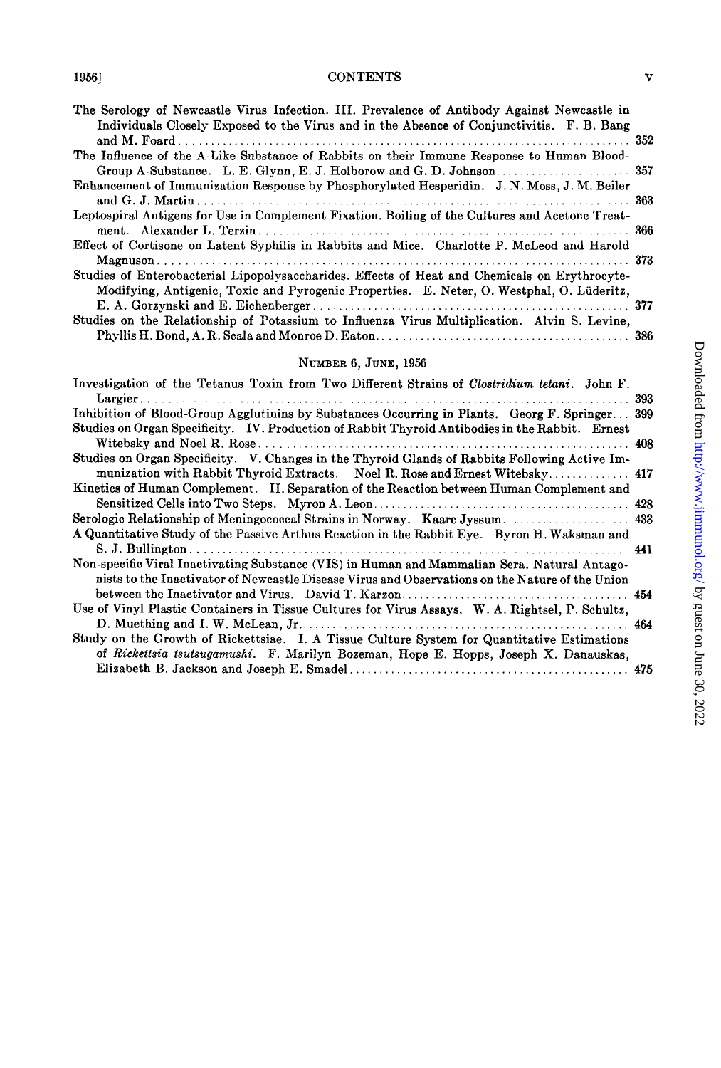The Serology of Newcastle Virus Infection. III. Prevalence of Antibody Against Newcastle in Individuals Closely Exposed to the Virus and in the Absence of Conjunctivitis. F. B. Bang and M. Foard .......... 352

The Influence of the A-Like Substance of Rabbits on their Immune Response to Human Blood-Group A-Substance. L. E. Glynn, E. J. Holborow and G. D. Johnson .......... 357

Enhancement of Immunization Response by Phosphorylated Hesperidin. J. N. Moss, J. M. Beiler and G. J. Martin .......... 363

Leptospiral Antigens for Use in Complement Fixation. Boiling of the Cultures and Acetone Treatment. Alexander L. Terzin .......... 366

Effect of Cortisone on Latent Syphilis in Rabbits and Mice. Charlotte P. McLeod and Harold Magnuson .......... 373

Studies of Enterobacterial Lipopolysaccharides. Effects of Heat and Chemicals on Erythrocyte-Modifying, Antigenic, Toxic and Pyrogenic Properties. E. Neter, O. Westphal, O. Lüderitz, E. A. Gorzynski and E. Eichenberger .......... 377

Studies on the Relationship of Potassium to Influenza Virus Multiplication. Alvin S. Levine, Phyllis H. Bond, A. R. Scala and Monroe D. Eaton .......... 386

## Number 6, June, 1956

Investigation of the Tetanus Toxin from Two Different Strains of *Clostridium tetani*. John F. Largier .......... 393

Inhibition of Blood-Group Agglutinins by Substances Occurring in Plants. Georg F. Springer... 399

Studies on Organ Specificity. IV. Production of Rabbit Thyroid Antibodies in the Rabbit. Ernest Witebsky and Noel R. Rose .......... 408

Studies on Organ Specificity. V. Changes in the Thyroid Glands of Rabbits Following Active Immunization with Rabbit Thyroid Extracts. Noel R. Rose and Ernest Witebsky .......... 417

Kinetics of Human Complement. II. Separation of the Reaction between Human Complement and Sensitized Cells into Two Steps. Myron A. Leon .......... 428

Serologic Relationship of Meningococcal Strains in Norway. Kaare Jyssum .......... 433

A Quantitative Study of the Passive Arthus Reaction in the Rabbit Eye. Byron H. Waksman and S. J. Bullington .......... 441

Non-specific Viral Inactivating Substance (VIS) in Human and Mammalian Sera. Natural Antagonists to the Inactivator of Newcastle Disease Virus and Observations on the Nature of the Union between the Inactivator and Virus. David T. Karzon .......... 454

Use of Vinyl Plastic Containers in Tissue Cultures for Virus Assays. W. A. Rightsel, P. Schultz, D. Muething and I. W. McLean, Jr. .......... 464

Study on the Growth of Rickettsiae. I. A Tissue Culture System for Quantitative Estimations of *Rickettsia tsutsugamushi*. F. Marilyn Bozeman, Hope E. Hopps, Joseph X. Danauskas, Elizabeth B. Jackson and Joseph E. Smadel .......... 475